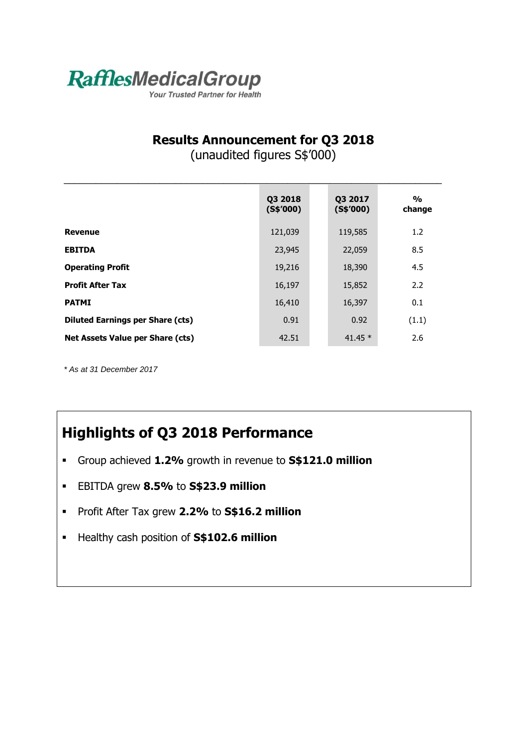RafflesMedicalGroup

*Your Trusted Partner for Health*

# Results Announcement for Q3 2018

(unaudited figures S$'000)

| | Q3 2018 (S$'000) | Q3 2017 (S$'000) | % change |
|---|---|---|---|
| **Revenue** | 121,039 | 119,585 | 1.2 |
| **EBITDA** | 23,945 | 22,059 | 8.5 |
| **Operating Profit** | 19,216 | 18,390 | 4.5 |
| **Profit After Tax** | 16,197 | 15,852 | 2.2 |
| **PATMI** | 16,410 | 16,397 | 0.1 |
| **Diluted Earnings per Share (cts)** | 0.91 | 0.92 | (1.1) |
| **Net Assets Value per Share (cts)** | 42.51 | 41.45 * | 2.6 |

*\* As at 31 December 2017*

## Highlights of Q3 2018 Performance

- Group achieved **1.2%** growth in revenue to **S$121.0 million**
- EBITDA grew **8.5%** to **S$23.9 million**
- Profit After Tax grew **2.2%** to **S$16.2 million**
- Healthy cash position of **S$102.6 million**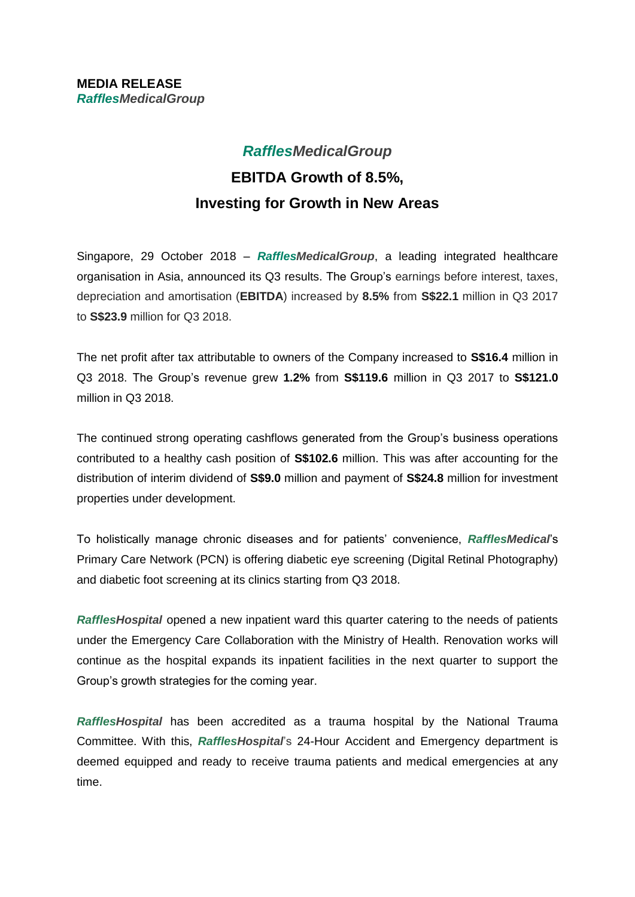**MEDIA RELEASE**
***Raffles**MedicalGroup*

# ***Raffles**MedicalGroup*

## EBITDA Growth of 8.5%, Investing for Growth in New Areas

Singapore, 29 October 2018 – ***Raffles**MedicalGroup*, a leading integrated healthcare organisation in Asia, announced its Q3 results. The Group's earnings before interest, taxes, depreciation and amortisation (**EBITDA**) increased by **8.5%** from **S$22.1** million in Q3 2017 to **S$23.9** million for Q3 2018.

The net profit after tax attributable to owners of the Company increased to **S$16.4** million in Q3 2018. The Group's revenue grew **1.2%** from **S$119.6** million in Q3 2017 to **S$121.0** million in Q3 2018.

The continued strong operating cashflows generated from the Group's business operations contributed to a healthy cash position of **S$102.6** million. This was after accounting for the distribution of interim dividend of **S$9.0** million and payment of **S$24.8** million for investment properties under development.

To holistically manage chronic diseases and for patients' convenience, ***Raffles**Medical*'s Primary Care Network (PCN) is offering diabetic eye screening (Digital Retinal Photography) and diabetic foot screening at its clinics starting from Q3 2018.

***Raffles**Hospital* opened a new inpatient ward this quarter catering to the needs of patients under the Emergency Care Collaboration with the Ministry of Health. Renovation works will continue as the hospital expands its inpatient facilities in the next quarter to support the Group's growth strategies for the coming year.

***Raffles**Hospital* has been accredited as a trauma hospital by the National Trauma Committee. With this, ***Raffles**Hospital*'s 24-Hour Accident and Emergency department is deemed equipped and ready to receive trauma patients and medical emergencies at any time.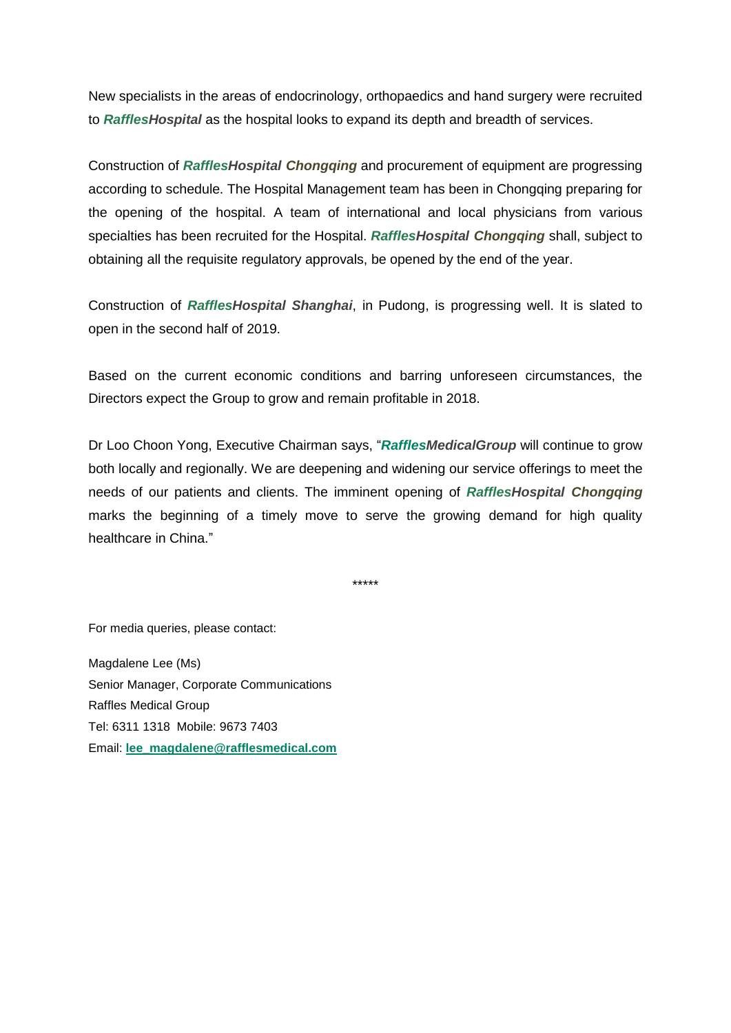New specialists in the areas of endocrinology, orthopaedics and hand surgery were recruited to ***RafflesHospital*** as the hospital looks to expand its depth and breadth of services.

Construction of ***RafflesHospital Chongqing*** and procurement of equipment are progressing according to schedule. The Hospital Management team has been in Chongqing preparing for the opening of the hospital. A team of international and local physicians from various specialties has been recruited for the Hospital. ***RafflesHospital Chongqing*** shall, subject to obtaining all the requisite regulatory approvals, be opened by the end of the year.

Construction of ***RafflesHospital Shanghai***, in Pudong, is progressing well. It is slated to open in the second half of 2019.

Based on the current economic conditions and barring unforeseen circumstances, the Directors expect the Group to grow and remain profitable in 2018.

Dr Loo Choon Yong, Executive Chairman says, "***RafflesMedicalGroup*** will continue to grow both locally and regionally. We are deepening and widening our service offerings to meet the needs of our patients and clients. The imminent opening of ***RafflesHospital Chongqing*** marks the beginning of a timely move to serve the growing demand for high quality healthcare in China."

*****

For media queries, please contact:

Magdalene Lee (Ms)
Senior Manager, Corporate Communications
Raffles Medical Group
Tel: 6311 1318  Mobile: 9673 7403
Email: **lee_magdalene@rafflesmedical.com**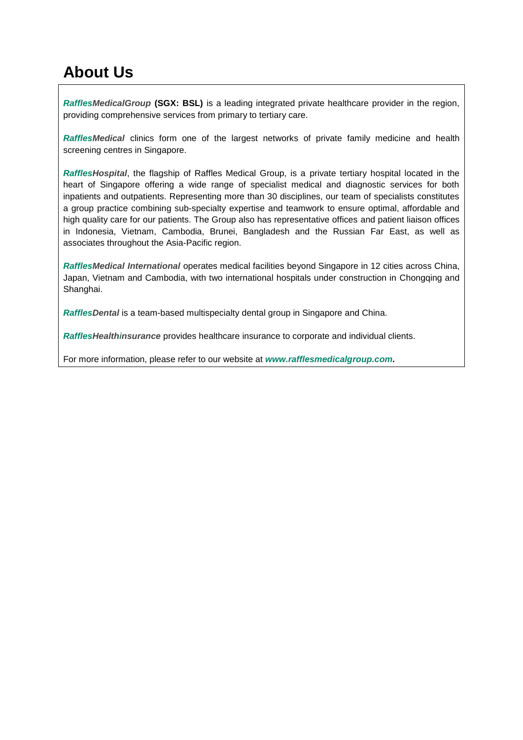# About Us

***RafflesMedicalGroup*** **(SGX: BSL)** is a leading integrated private healthcare provider in the region, providing comprehensive services from primary to tertiary care.

***RafflesMedical*** clinics form one of the largest networks of private family medicine and health screening centres in Singapore.

***RafflesHospital***, the flagship of Raffles Medical Group, is a private tertiary hospital located in the heart of Singapore offering a wide range of specialist medical and diagnostic services for both inpatients and outpatients. Representing more than 30 disciplines, our team of specialists constitutes a group practice combining sub-specialty expertise and teamwork to ensure optimal, affordable and high quality care for our patients. The Group also has representative offices and patient liaison offices in Indonesia, Vietnam, Cambodia, Brunei, Bangladesh and the Russian Far East, as well as associates throughout the Asia-Pacific region.

***RafflesMedical International*** operates medical facilities beyond Singapore in 12 cities across China, Japan, Vietnam and Cambodia, with two international hospitals under construction in Chongqing and Shanghai.

***RafflesDental*** is a team-based multispecialty dental group in Singapore and China.

***RafflesHealthinsurance*** provides healthcare insurance to corporate and individual clients.

For more information, please refer to our website at ***www.rafflesmedicalgroup.com.***